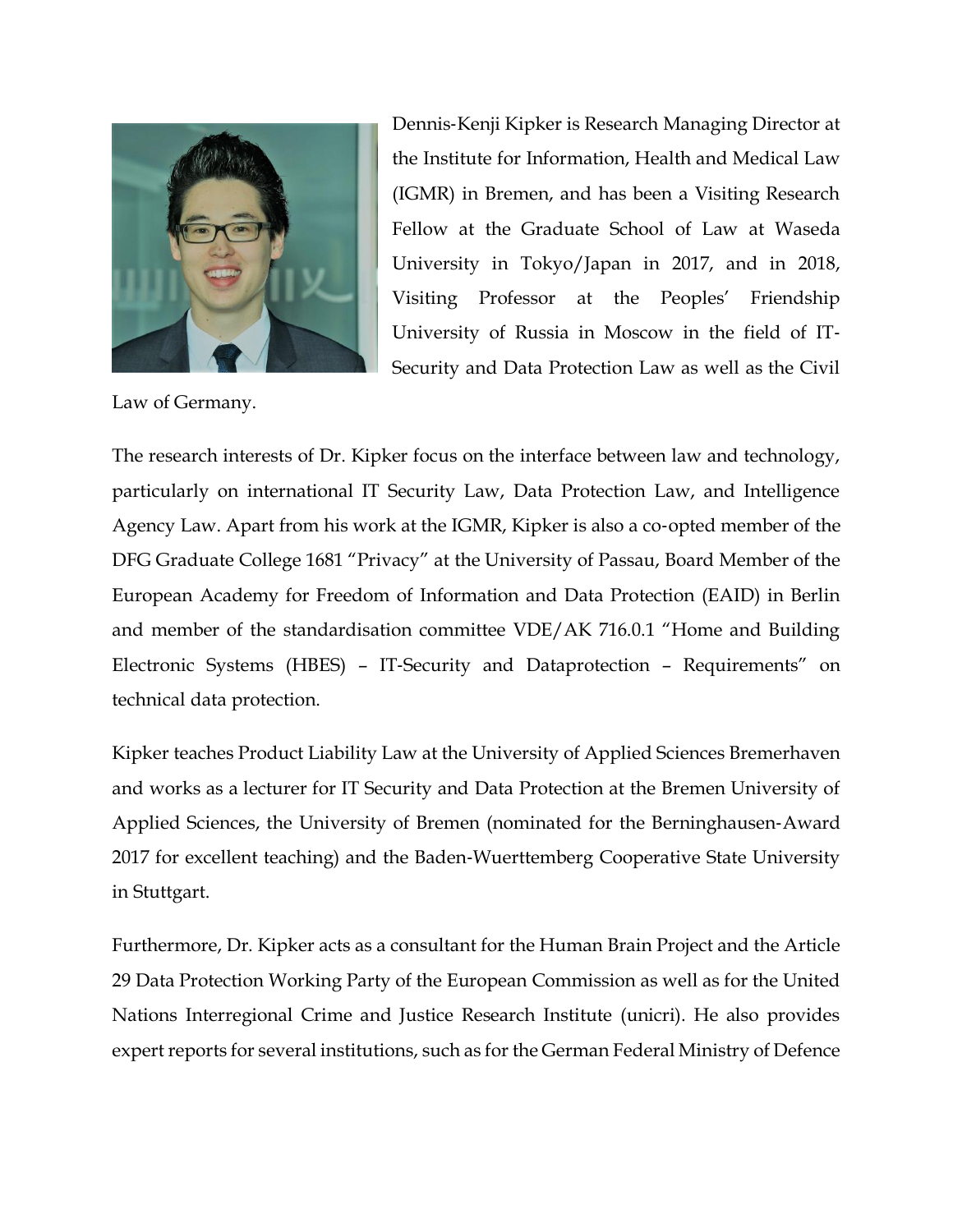Dennis-Kenji Kipker is Research Managing Director at the Institute for Information, Health and Medical Law (IGMR) in Bremen, and has been a Visiting Research Fellow at the Graduate School of Law at Waseda University in Tokyo/Japan in 2017, and in 2018, Visiting Professor at the Peoples' Friendship University of Russia in Moscow in the field of IT-Security and Data Protection Law as well as the Civil Law of Germany.

The research interests of Dr. Kipker focus on the interface between law and technology, particularly on international IT Security Law, Data Protection Law, and Intelligence Agency Law. Apart from his work at the IGMR, Kipker is also a co-opted member of the DFG Graduate College 1681 "Privacy" at the University of Passau, Board Member of the European Academy for Freedom of Information and Data Protection (EAID) in Berlin and member of the standardisation committee VDE/AK 716.0.1 "Home and Building Electronic Systems (HBES) – IT-Security and Dataprotection – Requirements" on technical data protection.

Kipker teaches Product Liability Law at the University of Applied Sciences Bremerhaven and works as a lecturer for IT Security and Data Protection at the Bremen University of Applied Sciences, the University of Bremen (nominated for the Berninghausen-Award 2017 for excellent teaching) and the Baden-Wuerttemberg Cooperative State University in Stuttgart.

Furthermore, Dr. Kipker acts as a consultant for the Human Brain Project and the Article 29 Data Protection Working Party of the European Commission as well as for the United Nations Interregional Crime and Justice Research Institute (unicri). He also provides expert reports for several institutions, such as for the German Federal Ministry of Defence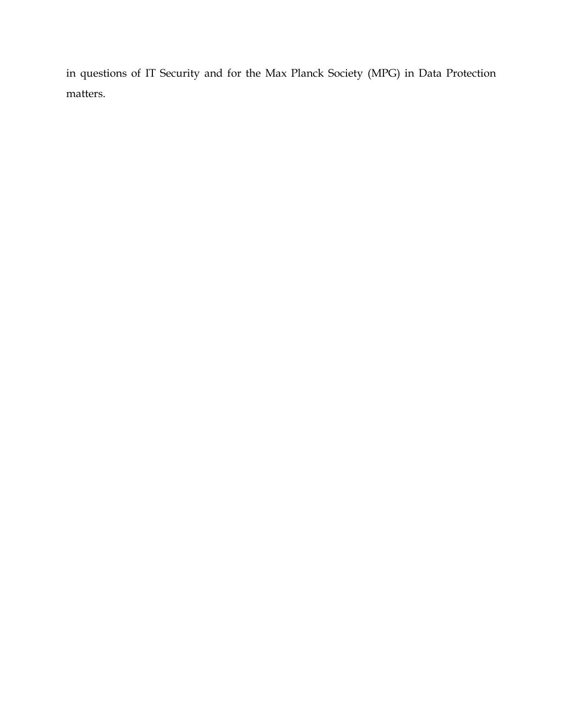in questions of IT Security and for the Max Planck Society (MPG) in Data Protection matters.